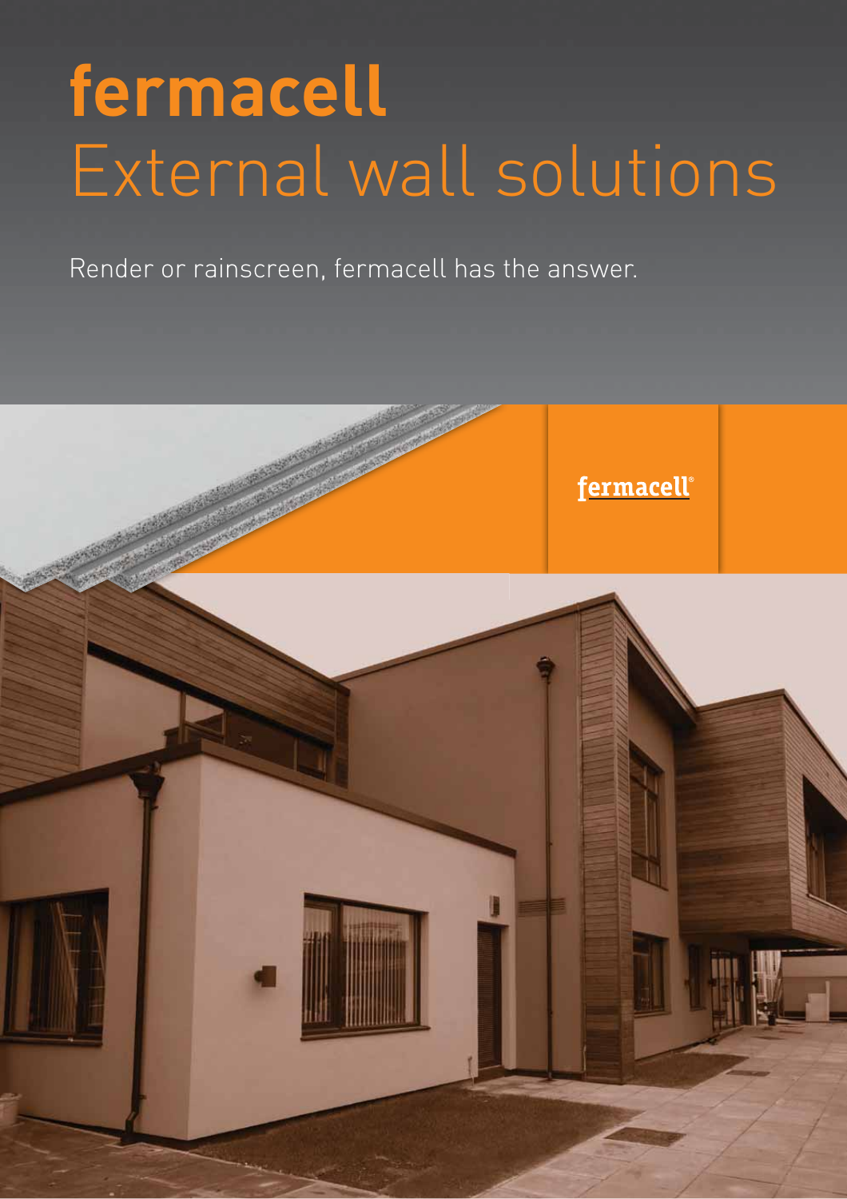# fermacell

## External wall solutions

Render or rainscreen, fermacell has the answer.

fermacell®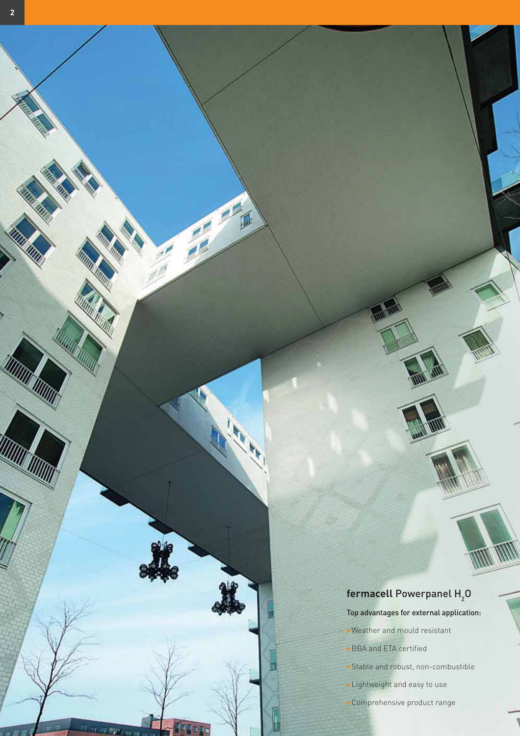## **fermacell** Powerpanel $H_2O$

Top advantages for external application:

- Weather and mould resistant
- BBA and ETA certified
- Stable and robust, non-combustible
- Lightweight and easy to use
- Comprehensive product range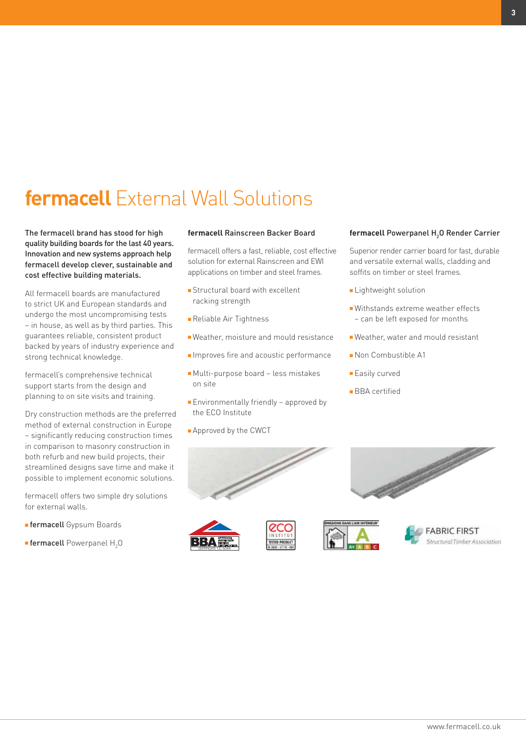# **fermacell** External Wall Solutions

**The fermacell brand has stood for high quality building boards for the last 40 years. Innovation and new systems approach help fermacell develop clever, sustainable and cost effective building materials.**

All fermacell boards are manufactured to strict UK and European standards and undergo the most uncompromising tests – in house, as well as by third parties. This guarantees reliable, consistent product backed by years of industry experience and strong technical knowledge.

fermacell's comprehensive technical support starts from the design and planning to on site visits and training.

Dry construction methods are the preferred method of external construction in Europe – significantly reducing construction times in comparison to masonry construction in both refurb and new build projects, their streamlined designs save time and make it possible to implement economic solutions.

fermacell offers two simple dry solutions for external walls.

- **fermacell** Gypsum Boards
- **fermacell** Powerpanel $H_2O$

### **fermacell** Rainscreen Backer Board

fermacell offers a fast, reliable, cost effective solution for external Rainscreen and EWI applications on timber and steel frames.

- Structural board with excellent racking strength
- Reliable Air Tightness
- Weather, moisture and mould resistance
- Improves fire and acoustic performance
- Multi-purpose board – less mistakes on site
- Environmentally friendly – approved by the ECO Institute
- Approved by the CWCT

### **fermacell** Powerpanel $H_2O$ Render Carrier

Superior render carrier board for fast, durable and versatile external walls, cladding and soffits on timber or steel frames.

- Lightweight solution
- Withstands extreme weather effects – can be left exposed for months
- Weather, water and mould resistant
- Non Combustible A1
- Easily curved
- BBA certified

FABRIC FIRST
Structural Timber Association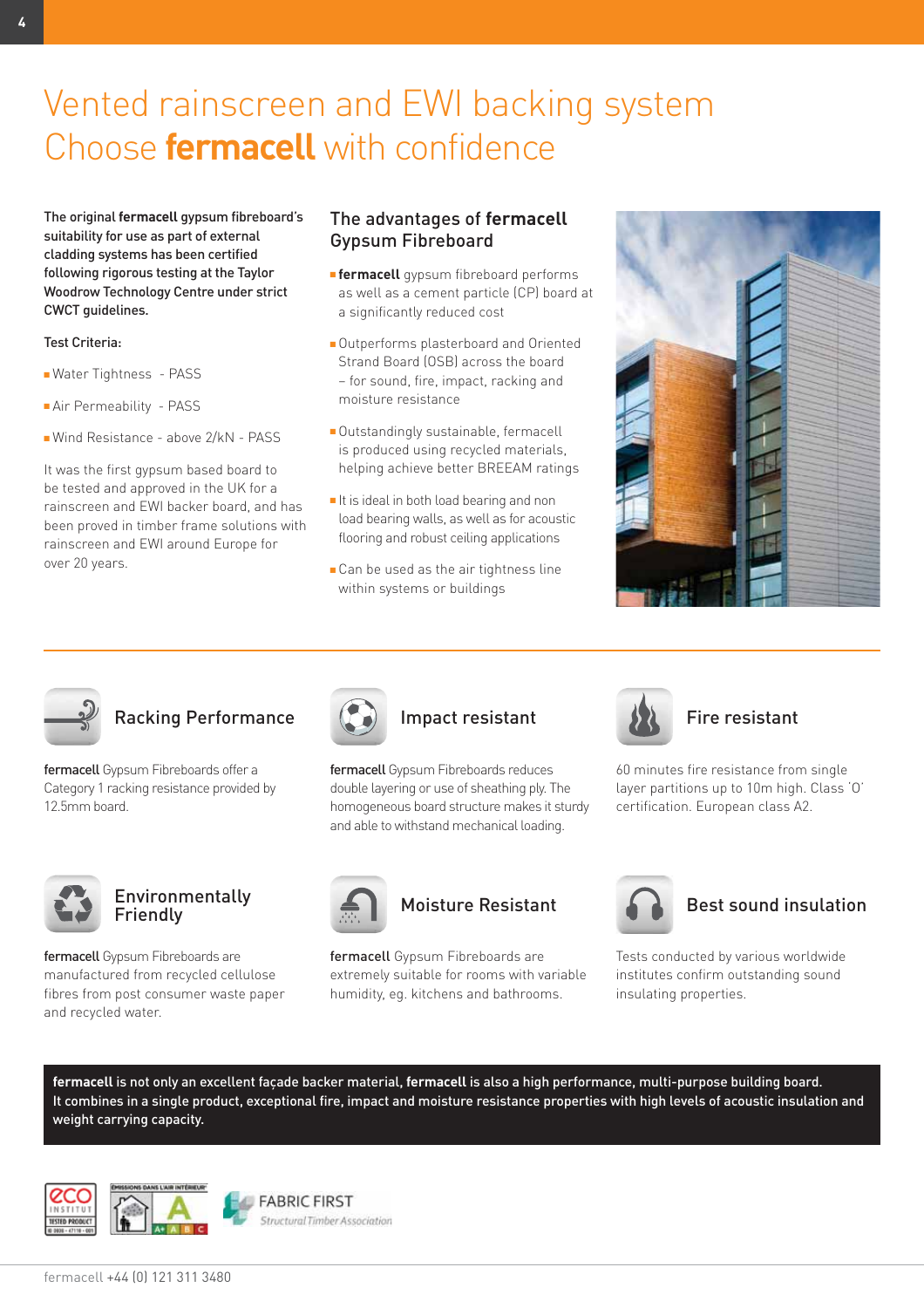# Vented rainscreen and EWI backing system
# Choose **fermacell** with confidence

**The original fermacell gypsum fibreboard's suitability for use as part of external cladding systems has been certified following rigorous testing at the Taylor Woodrow Technology Centre under strict CWCT guidelines.**

Test Criteria:

- Water Tightness - PASS
- Air Permeability - PASS
- Wind Resistance - above 2/kN - PASS

It was the first gypsum based board to be tested and approved in the UK for a rainscreen and EWI backer board, and has been proved in timber frame solutions with rainscreen and EWI around Europe for over 20 years.

## The advantages of **fermacell** Gypsum Fibreboard

- **fermacell** gypsum fibreboard performs as well as a cement particle (CP) board at a significantly reduced cost
- Outperforms plasterboard and Oriented Strand Board (OSB) across the board – for sound, fire, impact, racking and moisture resistance
- Outstandingly sustainable, fermacell is produced using recycled materials, helping achieve better BREEAM ratings
- It is ideal in both load bearing and non load bearing walls, as well as for acoustic flooring and robust ceiling applications
- Can be used as the air tightness line within systems or buildings

### Racking Performance

**fermacell** Gypsum Fibreboards offer a Category 1 racking resistance provided by 12.5mm board.

### Impact resistant

**fermacell** Gypsum Fibreboards reduces double layering or use of sheathing ply. The homogeneous board structure makes it sturdy and able to withstand mechanical loading.

### Fire resistant

60 minutes fire resistance from single layer partitions up to 10m high. Class '0' certification. European class A2.

### Environmentally Friendly

**fermacell** Gypsum Fibreboards are manufactured from recycled cellulose fibres from post consumer waste paper and recycled water.

### Moisture Resistant

**fermacell** Gypsum Fibreboards are extremely suitable for rooms with variable humidity, eg. kitchens and bathrooms.

### Best sound insulation

Tests conducted by various worldwide institutes confirm outstanding sound insulating properties.

**fermacell is not only an excellent façade backer material, fermacell is also a high performance, multi-purpose building board. It combines in a single product, exceptional fire, impact and moisture resistance properties with high levels of acoustic insulation and weight carrying capacity.**

eco INSTITUT TESTED PRODUCT

ÉMISSIONS DANS L'AIR INTÉRIEUR A

FABRIC FIRST *Structural Timber Association*

fermacell +44 (0) 121 311 3480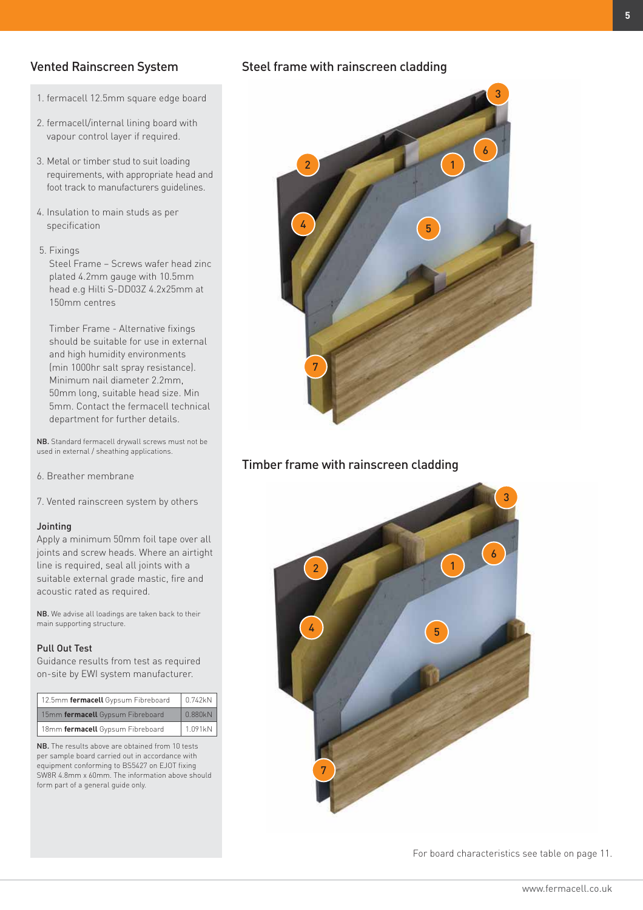## Vented Rainscreen System

1. fermacell 12.5mm square edge board
2. fermacell/internal lining board with vapour control layer if required.
3. Metal or timber stud to suit loading requirements, with appropriate head and foot track to manufacturers guidelines.
4. Insulation to main studs as per specification
5. Fixings

   Steel Frame – Screws wafer head zinc plated 4.2mm gauge with 10.5mm head e.g Hilti S-DD03Z 4.2x25mm at 150mm centres

   Timber Frame - Alternative fixings should be suitable for use in external and high humidity environments (min 1000hr salt spray resistance). Minimum nail diameter 2.2mm, 50mm long, suitable head size. Min 5mm. Contact the fermacell technical department for further details.

**NB.** Standard fermacell drywall screws must not be used in external / sheathing applications.

6. Breather membrane
7. Vented rainscreen system by others

### Jointing

Apply a minimum 50mm foil tape over all joints and screw heads. Where an airtight line is required, seal all joints with a suitable external grade mastic, fire and acoustic rated as required.

**NB.** We advise all loadings are taken back to their main supporting structure.

### Pull Out Test

Guidance results from test as required on-site by EWI system manufacturer.

| Board | Result |
|---|---|
| 12.5mm **fermacell** Gypsum Fibreboard | 0.742kN |
| 15mm **fermacell** Gypsum Fibreboard | 0.880kN |
| 18mm **fermacell** Gypsum Fibreboard | 1.091kN |

**NB.** The results above are obtained from 10 tests per sample board carried out in accordance with equipment conforming to BS5427 on EJOT fixing SW8R 4.8mm x 60mm. The information above should form part of a general guide only.

## Steel frame with rainscreen cladding

## Timber frame with rainscreen cladding

For board characteristics see table on page 11.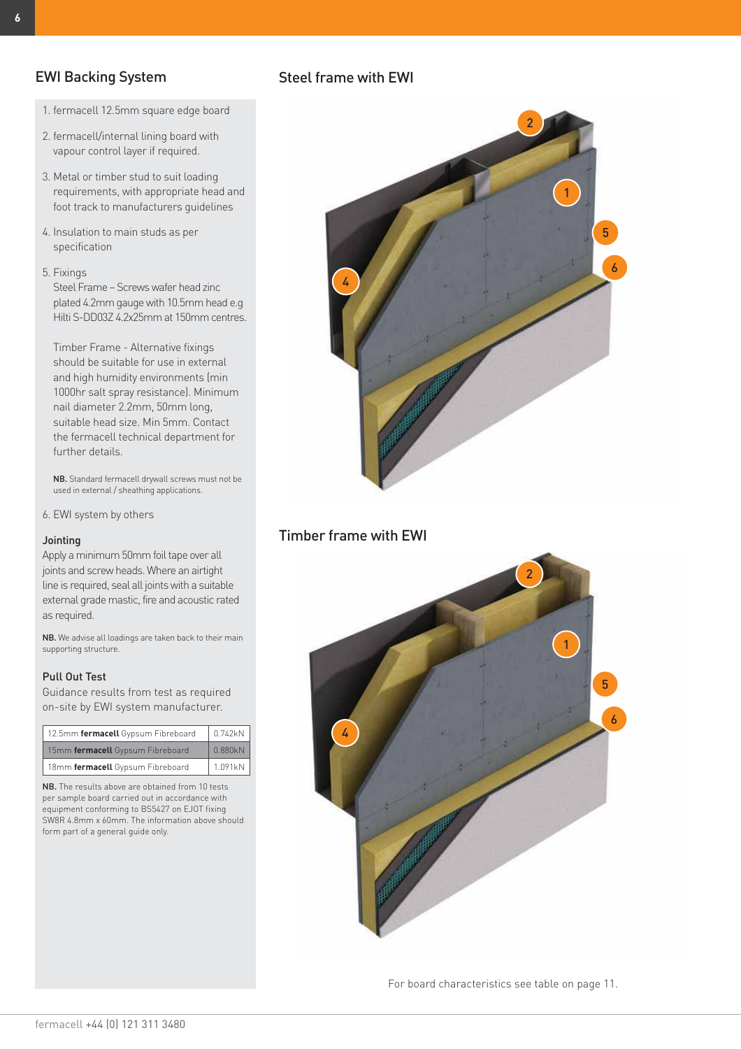## EWI Backing System

1. fermacell 12.5mm square edge board
2. fermacell/internal lining board with vapour control layer if required.
3. Metal or timber stud to suit loading requirements, with appropriate head and foot track to manufacturers guidelines
4. Insulation to main studs as per specification
5. Fixings
   Steel Frame – Screws wafer head zinc plated 4.2mm gauge with 10.5mm head e.g Hilti S-DD03Z 4.2x25mm at 150mm centres.

   Timber Frame - Alternative fixings should be suitable for use in external and high humidity environments (min 1000hr salt spray resistance). Minimum nail diameter 2.2mm, 50mm long, suitable head size. Min 5mm. Contact the fermacell technical department for further details.

   **NB.** Standard fermacell drywall screws must not be used in external / sheathing applications.
6. EWI system by others

### Jointing

Apply a minimum 50mm foil tape over all joints and screw heads. Where an airtight line is required, seal all joints with a suitable external grade mastic, fire and acoustic rated as required.

**NB.** We advise all loadings are taken back to their main supporting structure.

### Pull Out Test

Guidance results from test as required on-site by EWI system manufacturer.

| | |
|---|---|
| 12.5mm **fermacell** Gypsum Fibreboard | 0.742kN |
| 15mm **fermacell** Gypsum Fibreboard | 0.880kN |
| 18mm **fermacell** Gypsum Fibreboard | 1.091kN |

**NB.** The results above are obtained from 10 tests per sample board carried out in accordance with equipment conforming to BS5427 on EJOT fixing SW8R 4.8mm x 60mm. The information above should form part of a general guide only.

## Steel frame with EWI

## Timber frame with EWI

For board characteristics see table on page 11.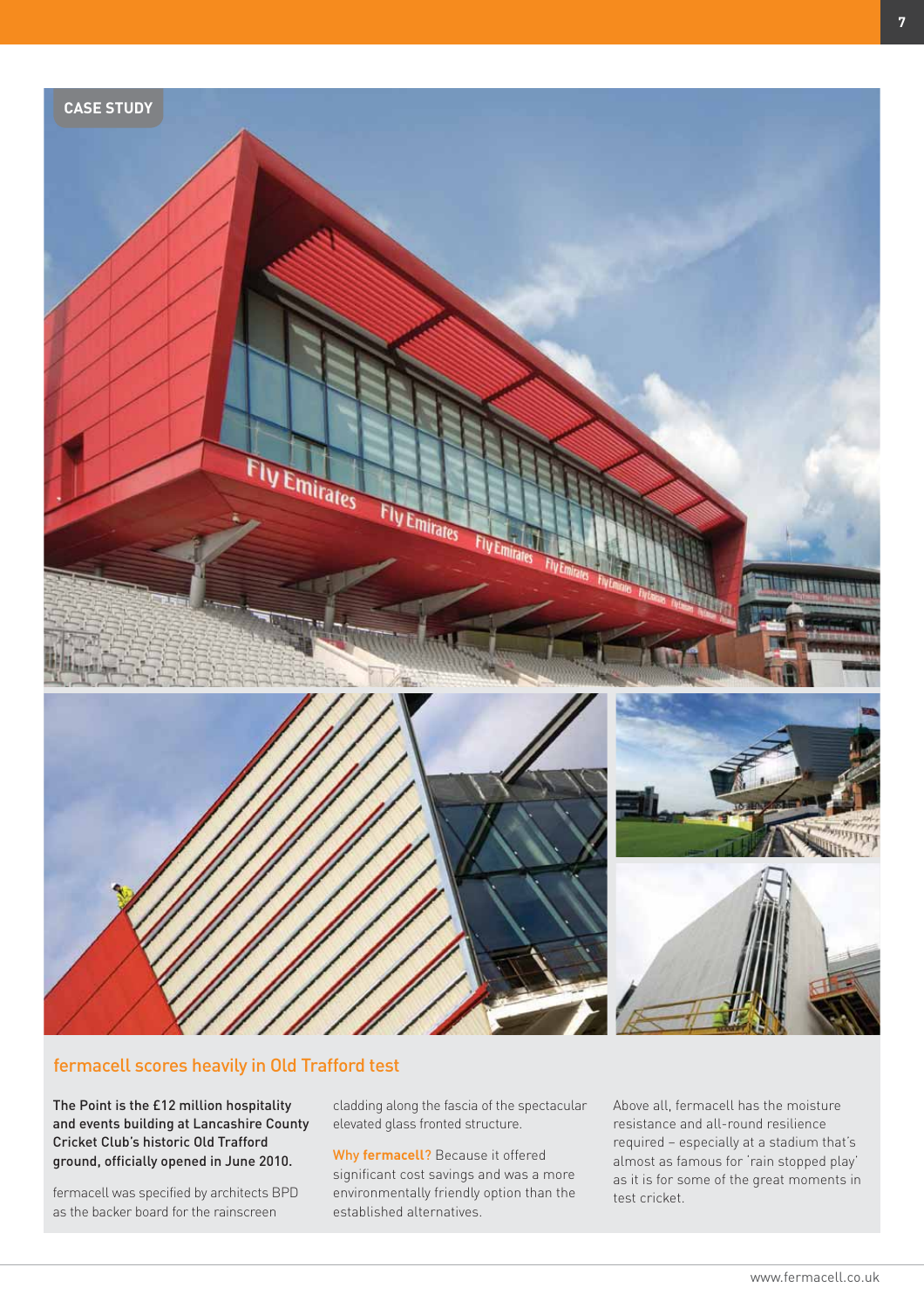CASE STUDY

## fermacell scores heavily in Old Trafford test

**The Point is the £12 million hospitality and events building at Lancashire County Cricket Club's historic Old Trafford ground, officially opened in June 2010.**

fermacell was specified by architects BPD as the backer board for the rainscreen cladding along the fascia of the spectacular elevated glass fronted structure.

**Why fermacell?** Because it offered significant cost savings and was a more environmentally friendly option than the established alternatives.

Above all, fermacell has the moisture resistance and all-round resilience required – especially at a stadium that's almost as famous for 'rain stopped play' as it is for some of the great moments in test cricket.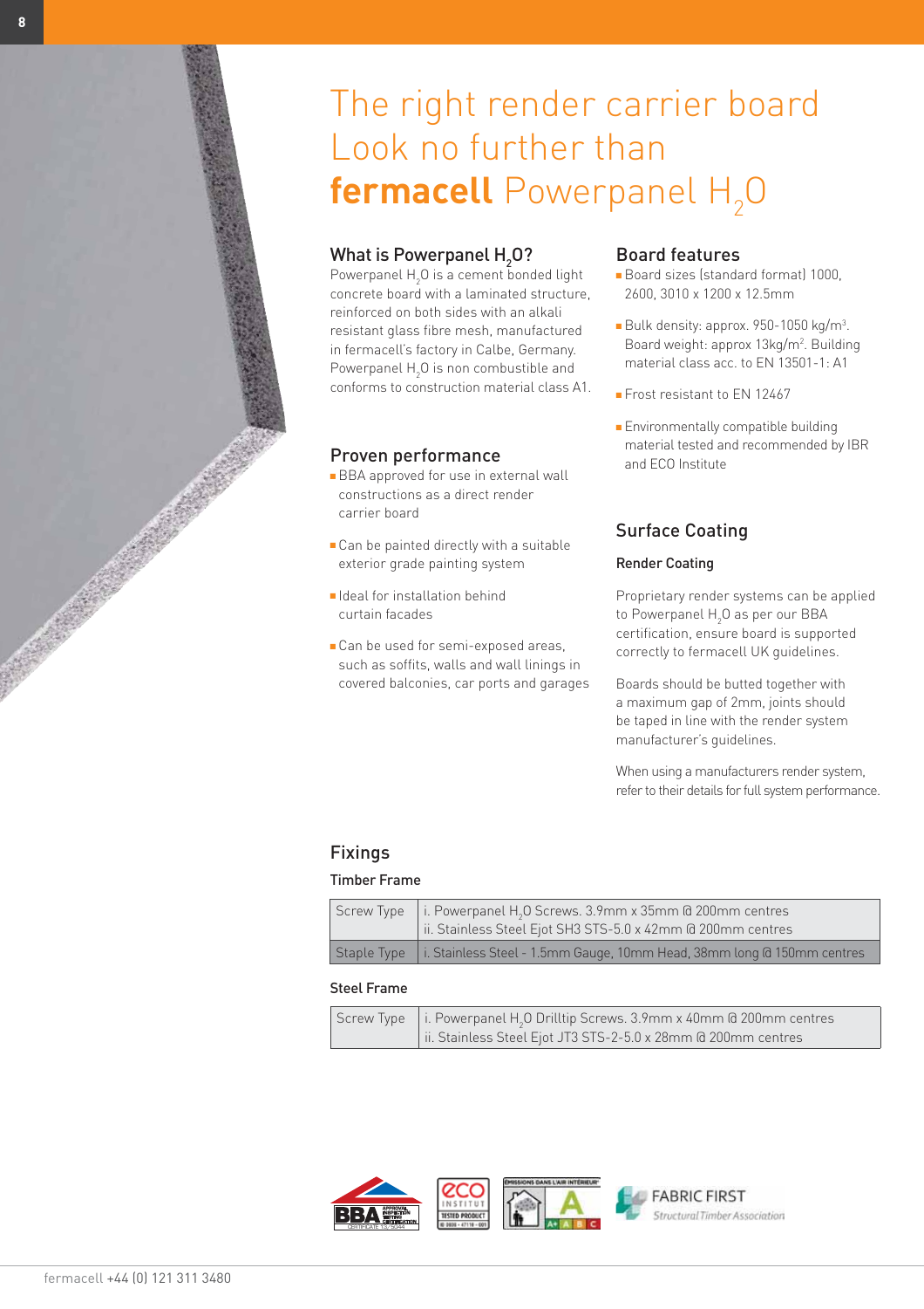# The right render carrier board Look no further than **fermacell** Powerpanel $H_2O$

## What is Powerpanel $H_2O$?

Powerpanel $H_2O$ is a cement bonded light concrete board with a laminated structure, reinforced on both sides with an alkali resistant glass fibre mesh, manufactured in fermacell's factory in Calbe, Germany. Powerpanel $H_2O$ is non combustible and conforms to construction material class A1.

## Proven performance

- BBA approved for use in external wall constructions as a direct render carrier board
- Can be painted directly with a suitable exterior grade painting system
- Ideal for installation behind curtain facades
- Can be used for semi-exposed areas, such as soffits, walls and wall linings in covered balconies, car ports and garages

## Board features

- Board sizes (standard format) 1000, 2600, 3010 x 1200 x 12.5mm
- Bulk density: approx. 950-1050 kg/m$^3$. Board weight: approx 13kg/m$^2$. Building material class acc. to EN 13501-1: A1
- Frost resistant to EN 12467
- Environmentally compatible building material tested and recommended by IBR and ECO Institute

## Surface Coating

### Render Coating

Proprietary render systems can be applied to Powerpanel $H_2O$ as per our BBA certification, ensure board is supported correctly to fermacell UK guidelines.

Boards should be butted together with a maximum gap of 2mm, joints should be taped in line with the render system manufacturer's guidelines.

When using a manufacturers render system, refer to their details for full system performance.

## Fixings

### Timber Frame

| | |
|---|---|
| Screw Type | i. Powerpanel $H_2O$ Screws. 3.9mm x 35mm @ 200mm centres<br>ii. Stainless Steel Ejot SH3 STS-5.0 x 42mm @ 200mm centres |
| Staple Type | i. Stainless Steel - 1.5mm Gauge, 10mm Head, 38mm long @ 150mm centres |

### Steel Frame

| | |
|---|---|
| Screw Type | i. Powerpanel $H_2O$ Drilltip Screws. 3.9mm x 40mm @ 200mm centres<br>ii. Stainless Steel Ejot JT3 STS-2-5.0 x 28mm @ 200mm centres |

FABRIC FIRST
Structural Timber Association

fermacell +44 (0) 121 311 3480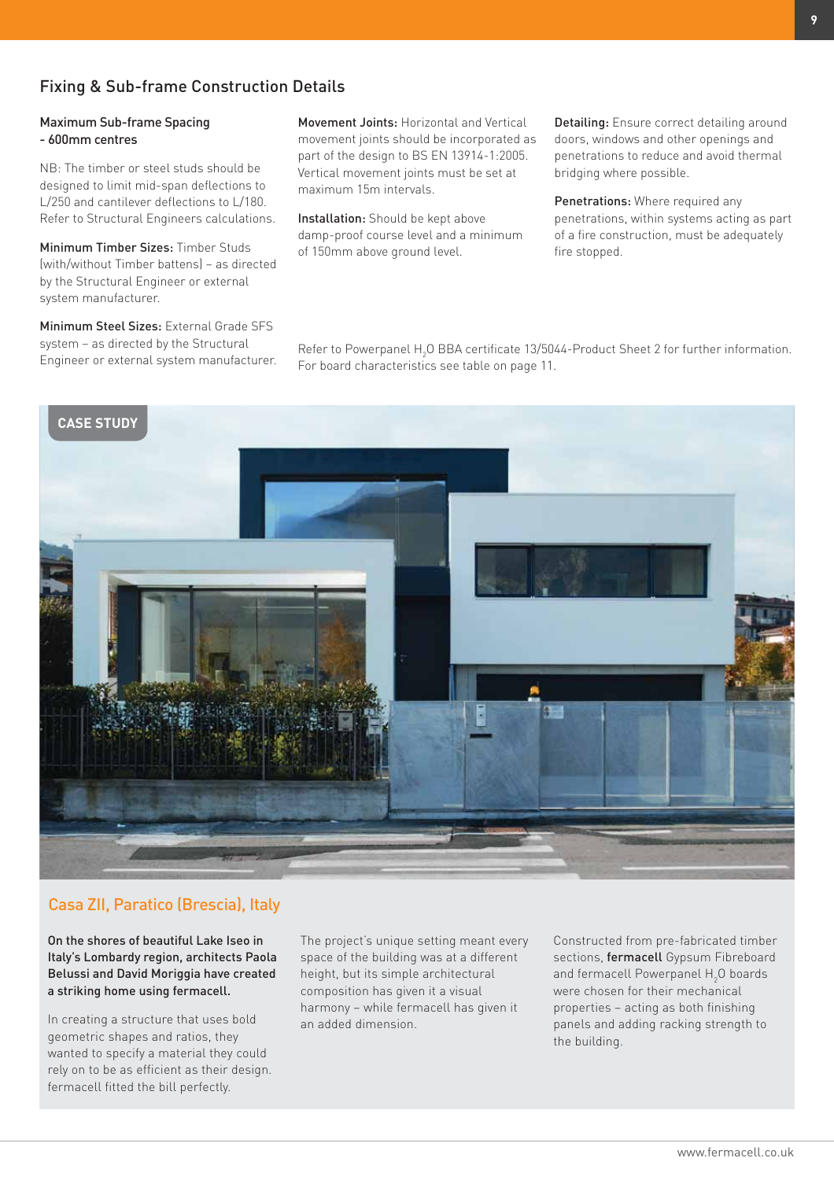## Fixing & Sub-frame Construction Details

**Maximum Sub-frame Spacing - 600mm centres**

NB: The timber or steel studs should be designed to limit mid-span deflections to L/250 and cantilever deflections to L/180. Refer to Structural Engineers calculations.

**Minimum Timber Sizes:** Timber Studs (with/without Timber battens) – as directed by the Structural Engineer or external system manufacturer.

**Minimum Steel Sizes:** External Grade SFS system – as directed by the Structural Engineer or external system manufacturer.

**Movement Joints:** Horizontal and Vertical movement joints should be incorporated as part of the design to BS EN 13914-1:2005. Vertical movement joints must be set at maximum 15m intervals.

**Installation:** Should be kept above damp-proof course level and a minimum of 150mm above ground level.

**Detailing:** Ensure correct detailing around doors, windows and other openings and penetrations to reduce and avoid thermal bridging where possible.

**Penetrations:** Where required any penetrations, within systems acting as part of a fire construction, must be adequately fire stopped.

Refer to Powerpanel $H_2O$ BBA certificate 13/5044-Product Sheet 2 for further information. For board characteristics see table on page 11.

**CASE STUDY**

## Casa ZII, Paratico (Brescia), Italy

**On the shores of beautiful Lake Iseo in Italy's Lombardy region, architects Paola Belussi and David Moriggia have created a striking home using fermacell.**

In creating a structure that uses bold geometric shapes and ratios, they wanted to specify a material they could rely on to be as efficient as their design. fermacell fitted the bill perfectly.

The project's unique setting meant every space of the building was at a different height, but its simple architectural composition has given it a visual harmony – while fermacell has given it an added dimension.

Constructed from pre-fabricated timber sections, **fermacell** Gypsum Fibreboard and fermacell Powerpanel $H_2O$ boards were chosen for their mechanical properties – acting as both finishing panels and adding racking strength to the building.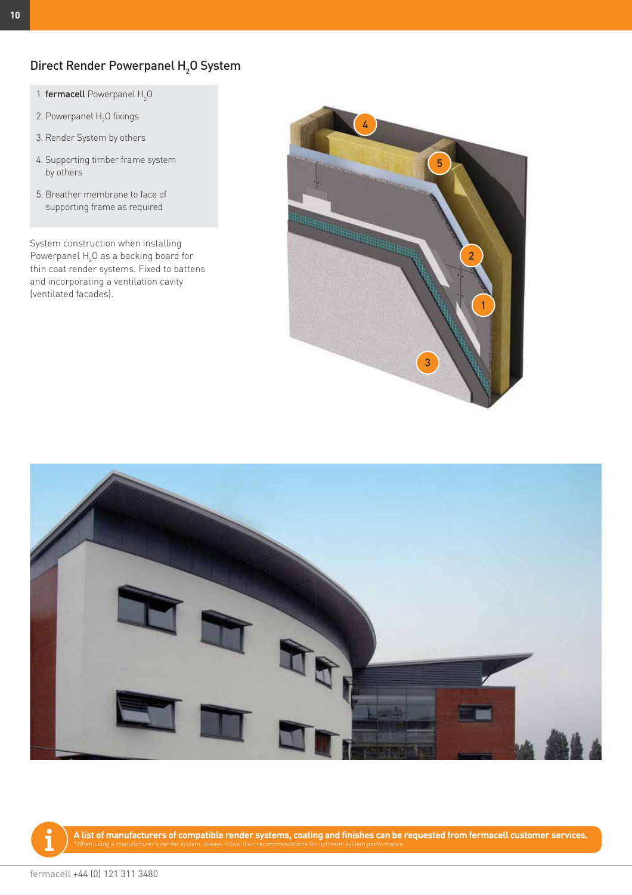## Direct Render Powerpanel $H_2O$ System

1. **fermacell** Powerpanel $H_2O$
2. Powerpanel $H_2O$ fixings
3. Render System by others
4. Supporting timber frame system by others
5. Breather membrane to face of supporting frame as required

System construction when installing Powerpanel $H_2O$ as a backing board for thin coat render systems. Fixed to battens and incorporating a ventilation cavity (ventilated facades).

**A list of manufacturers of compatible render systems, coating and finishes can be requested from fermacell customer services.**
*When using a manufacturer's render system, always follow their recommendations for optimum system performance.

fermacell +44 (0) 121 311 3480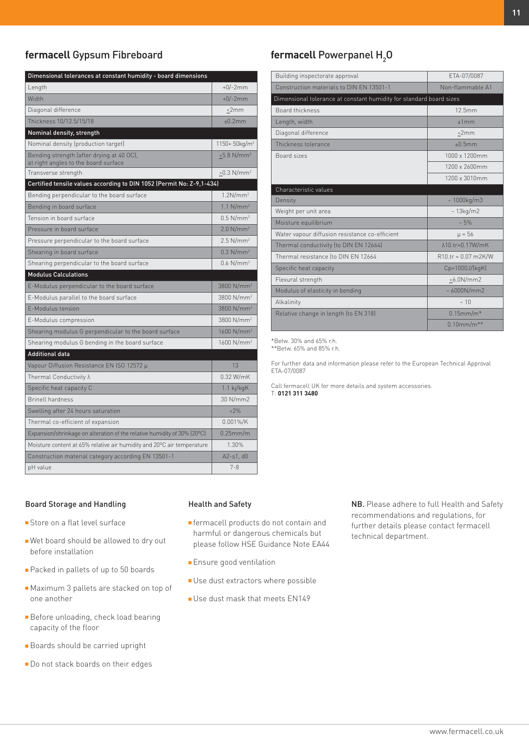## **fermacell** Gypsum Fibreboard

| Dimensional tolerances at constant humidity - board dimensions | |
|---|---|
| Length | +0/-2mm |
| Width | +0/-2mm |
| Diagonal difference | ≤2mm |
| Thickness 10/12.5/15/18 | ±0.2mm |
| **Nominal density, strength** | |
| Nominal density (production target) | 1150+ 50kg/m³ |
| Bending strength (after drying at 40 OC), at right angles to the board surface | ≥5.8 N/mm² |
| Transverse strength | ≥0.3 N/mm² |
| **Certified tensile values according to DIN 1052 (Permit No: Z-9,1-434)** | |
| Bending perpendicular to the board surface | 1.2N/mm² |
| Bending in board surface | 1.1 N/mm² |
| Tension in board surface | 0.5 N/mm² |
| Pressure in board surface | 2.0 N/mm² |
| Pressure perpendicular to the board surface | 2.5 N/mm² |
| Shearing in board surface | 0.3 N/mm² |
| Shearing perpendicular to the board surface | 0.6 N/mm² |
| **Modulus Calculations** | |
| E-Modulus perpendicular to the board surface | 3800 N/mm² |
| E-Modulus parallel to the board surface | 3800 N/mm² |
| E-Modulus tension | 3800 N/mm² |
| E-Modulus compression | 3800 N/mm² |
| Shearing modulus G perpendicular to the board surface | 1600 N/mm² |
| Shearing modulus G bending in the board surface | 1600 N/mm² |
| **Additional data** | |
| Vapour Diffusion Resistance EN ISO 12572 μ | 13 |
| Thermal Conductivity λ | 0.32 W/mK |
| Specific heat capacity C | 1.1 kj/kgK |
| Brinell hardness | 30 N/mm2 |
| Swelling after 24 hours saturation | <2% |
| Thermal co-efficient of expansion | 0.001%/K |
| Expansion/shrinkage on alteration of the relative humidity of 30% (20ºC) | 0.25mm/m |
| Moisture content at 65% relative air humidity and 20ºC air temperature | 1.30% |
| Construction material category according EN 13501-1 | A2-s1, d0 |
| pH value | 7-8 |

## **fermacell** Powerpanel $H_2O$

| Building inspectorate approval | ETA-07/0087 |
|---|---|
| Construction materials to DIN EN 13501-1 | Non-flammable A1 |
| **Dimensional tolerance at constant humidity for standard board sizes** | |
| Board thickness | 12.5mm |
| Length, width | ±1mm |
| Diagonal difference | ≤2mm |
| Thickness tolerance | ±0.5mm |
| Board sizes | 1000 x 1200mm |
| | 1200 x 2600mm |
| | 1200 x 3010mm |
| **Characteristic values** | |
| Density | ~ 1000kg/m3 |
| Weight per unit area | ~ 13kg/m2 |
| Moisture equilibrium | ~ 5% |
| Water vapour diffusion resistance co-efficient | μ = 56 |
| Thermal conductivity (to DIN EN 12664) | λ10.tr=0.17W/mK |
| Thermal resistance (to DIN EN 12664 | R10.tr = 0.07 m2K/W |
| Specific heat capacity | Cp=1000J/(kgK) |
| Flexural strength | ≤6.0N/mm2 |
| Modulus of elasticity in bending | ~ 6000N/mm2 |
| Alkalinity | ~ 10 |
| Relative change in length (to EN 318) | 0.15mm/m* |
| | 0.10mm/m** |

*Betw. 30% and 65% r.h.
**Betw. 65% and 85% r.h.

For further data and information please refer to the European Technical Approval ETA-07/0087

Call fermacell UK for more details and system accessories.
T: **0121 311 3480**

### Board Storage and Handling

- Store on a flat level surface
- Wet board should be allowed to dry out before installation
- Packed in pallets of up to 50 boards
- Maximum 3 pallets are stacked on top of one another
- Before unloading, check load bearing capacity of the floor
- Boards should be carried upright
- Do not stack boards on their edges

### Health and Safety

- fermacell products do not contain and harmful or dangerous chemicals but please follow HSE Guidance Note EA44
- Ensure good ventilation
- Use dust extractors where possible
- Use dust mask that meets EN149

**NB.** Please adhere to full Health and Safety recommendations and regulations, for further details please contact fermacell technical department.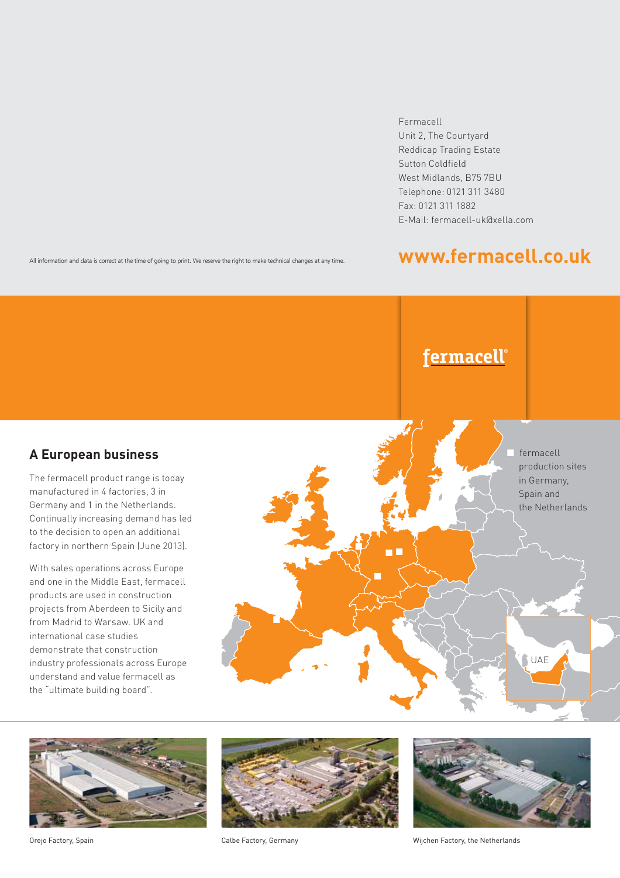Fermacell
Unit 2, The Courtyard
Reddicap Trading Estate
Sutton Coldfield
West Midlands, B75 7BU
Telephone: 0121 311 3480
Fax: 0121 311 1882
E-Mail: fermacell-uk@xella.com

All information and data is correct at the time of going to print. We reserve the right to make technical changes at any time.

**www.fermacell.co.uk**

fermacell®

## A European business

The fermacell product range is today manufactured in 4 factories, 3 in Germany and 1 in the Netherlands. Continually increasing demand has led to the decision to open an additional factory in northern Spain (June 2013).

With sales operations across Europe and one in the Middle East, fermacell products are used in construction projects from Aberdeen to Sicily and from Madrid to Warsaw. UK and international case studies demonstrate that construction industry professionals across Europe understand and value fermacell as the "ultimate building board".

fermacell production sites in Germany, Spain and the Netherlands

UAE

Orejo Factory, Spain

Calbe Factory, Germany

Wijchen Factory, the Netherlands